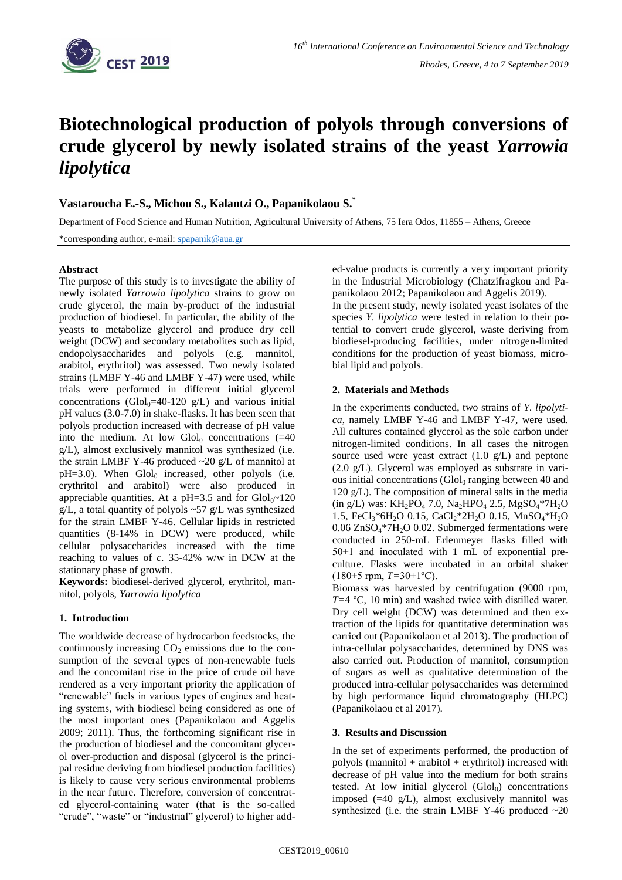# Biotechnological production of polyols through conversions of crude glycerol by newly isolated strains of the yeast *Yarrowia lipolytica*

**Vastaroucha E.-S., Michou S., Kalantzi O., Papanikolaou S.***

Department of Food Science and Human Nutrition, Agricultural University of Athens, 75 Iera Odos, 11855 – Athens, Greece

*corresponding author, e-mail: spapanik@aua.gr

## Abstract

The purpose of this study is to investigate the ability of newly isolated *Yarrowia lipolytica* strains to grow on crude glycerol, the main by-product of the industrial production of biodiesel. In particular, the ability of the yeasts to metabolize glycerol and produce dry cell weight (DCW) and secondary metabolites such as lipid, endopolysaccharides and polyols (e.g. mannitol, arabitol, erythritol) was assessed. Two newly isolated strains (LMBF Y-46 and LMBF Y-47) were used, while trials were performed in different initial glycerol concentrations ($Glol_0$=40-120 g/L) and various initial pH values (3.0-7.0) in shake-flasks. It has been seen that polyols production increased with decrease of pH value into the medium. At low $Glol_0$ concentrations (=40 g/L), almost exclusively mannitol was synthesized (i.e. the strain LMBF Y-46 produced ~20 g/L of mannitol at pH=3.0). When $Glol_0$ increased, other polyols (i.e. erythritol and arabitol) were also produced in appreciable quantities. At a pH=3.5 and for $Glol_0$~120 g/L, a total quantity of polyols ~57 g/L was synthesized for the strain LMBF Y-46. Cellular lipids in restricted quantities (8-14% in DCW) were produced, while cellular polysaccharides increased with the time reaching to values of *c.* 35-42% w/w in DCW at the stationary phase of growth.

**Keywords:** biodiesel-derived glycerol, erythritol, mannitol, polyols, *Yarrowia lipolytica*

## 1. Introduction

The worldwide decrease of hydrocarbon feedstocks, the continuously increasing $CO_2$ emissions due to the consumption of the several types of non-renewable fuels and the concomitant rise in the price of crude oil have rendered as a very important priority the application of "renewable" fuels in various types of engines and heating systems, with biodiesel being considered as one of the most important ones (Papanikolaou and Aggelis 2009; 2011). Thus, the forthcoming significant rise in the production of biodiesel and the concomitant glycerol over-production and disposal (glycerol is the principal residue deriving from biodiesel production facilities) is likely to cause very serious environmental problems in the near future. Therefore, conversion of concentrated glycerol-containing water (that is the so-called "crude", "waste" or "industrial" glycerol) to higher added-value products is currently a very important priority in the Industrial Microbiology (Chatzifragkou and Papanikolaou 2012; Papanikolaou and Aggelis 2019).

In the present study, newly isolated yeast isolates of the species *Y. lipolytica* were tested in relation to their potential to convert crude glycerol, waste deriving from biodiesel-producing facilities, under nitrogen-limited conditions for the production of yeast biomass, microbial lipid and polyols.

## 2. Materials and Methods

In the experiments conducted, two strains of *Y. lipolytica*, namely LMBF Y-46 and LMBF Y-47, were used. All cultures contained glycerol as the sole carbon under nitrogen-limited conditions. In all cases the nitrogen source used were yeast extract (1.0 g/L) and peptone (2.0 g/L). Glycerol was employed as substrate in various initial concentrations ($Glol_0$ ranging between 40 and 120 g/L). The composition of mineral salts in the media (in g/L) was: $KH_2PO_4$ 7.0, $Na_2HPO_4$ 2.5, $MgSO_4*7H_2O$ 1.5, $FeCl_3*6H_2O$ 0.15, $CaCl_2*2H_2O$ 0.15, $MnSO_4*H_2O$ 0.06 $ZnSO_4*7H_2O$ 0.02. Submerged fermentations were conducted in 250-mL Erlenmeyer flasks filled with 50±1 and inoculated with 1 mL of exponential pre-culture. Flasks were incubated in an orbital shaker (180±5 rpm, $T$=30±1ºC).

Biomass was harvested by centrifugation (9000 rpm, $T$=4 ºC, 10 min) and washed twice with distilled water. Dry cell weight (DCW) was determined and then extraction of the lipids for quantitative determination was carried out (Papanikolaou et al 2013). The production of intra-cellular polysaccharides, determined by DNS was also carried out. Production of mannitol, consumption of sugars as well as qualitative determination of the produced intra-cellular polysaccharides was determined by high performance liquid chromatography (HLPC) (Papanikolaou et al 2017).

## 3. Results and Discussion

In the set of experiments performed, the production of polyols (mannitol + arabitol + erythritol) increased with decrease of pH value into the medium for both strains tested. At low initial glycerol ($Glol_0$) concentrations imposed (=40 g/L), almost exclusively mannitol was synthesized (i.e. the strain LMBF Y-46 produced ~20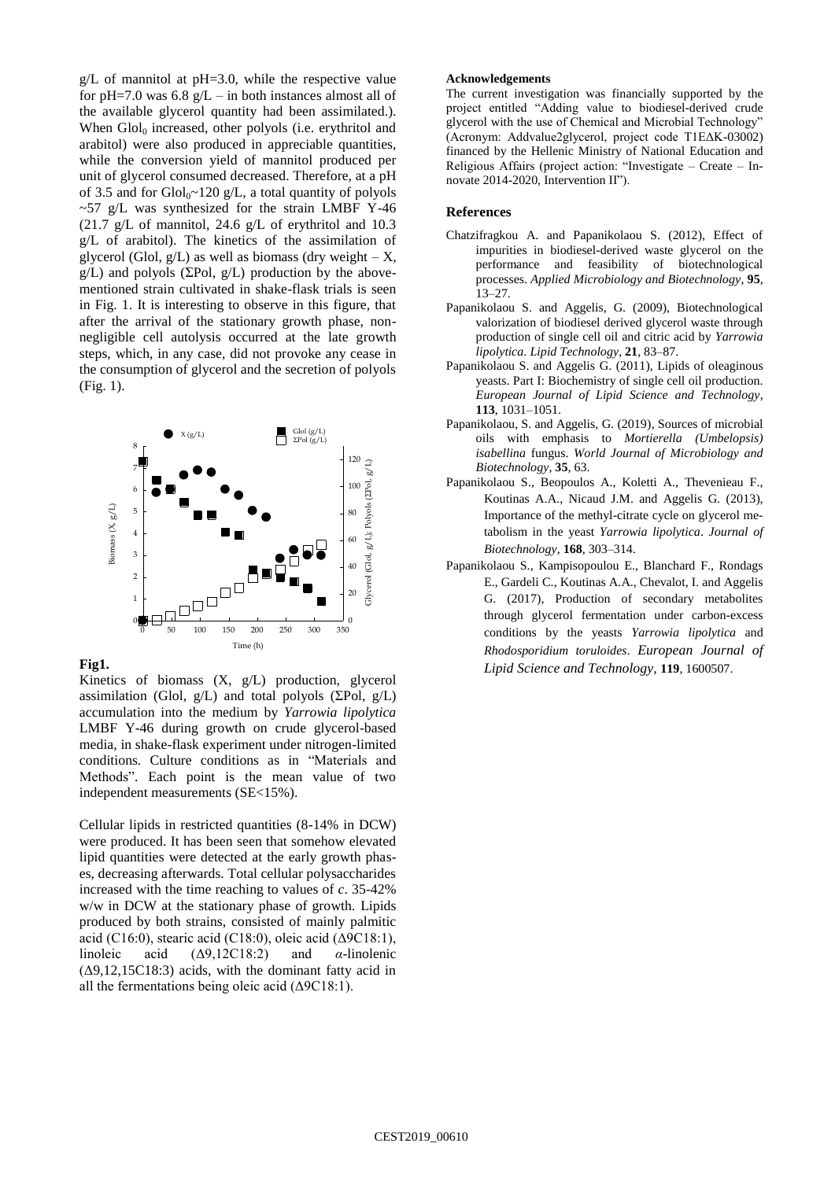g/L of mannitol at pH=3.0, while the respective value for pH=7.0 was 6.8 g/L – in both instances almost all of the available glycerol quantity had been assimilated.). When $Glol_0$ increased, other polyols (i.e. erythritol and arabitol) were also produced in appreciable quantities, while the conversion yield of mannitol produced per unit of glycerol consumed decreased. Therefore, at a pH of 3.5 and for $Glol_0$~120 g/L, a total quantity of polyols ~57 g/L was synthesized for the strain LMBF Y-46 (21.7 g/L of mannitol, 24.6 g/L of erythritol and 10.3 g/L of arabitol). The kinetics of the assimilation of glycerol (Glol, g/L) as well as biomass (dry weight – X, g/L) and polyols (ΣPol, g/L) production by the above-mentioned strain cultivated in shake-flask trials is seen in Fig. 1. It is interesting to observe in this figure, that after the arrival of the stationary growth phase, non-negligible cell autolysis occurred at the late growth steps, which, in any case, did not provoke any cease in the consumption of glycerol and the secretion of polyols (Fig. 1).

X (g/L)
Glol (g/L)
ΣPol (g/L)
Biomass (X, g/L)
Glycerol (Glol, g/L); Polyols (ΣPol, g/L)
Time (h)
0 50 100 150 200 250 300 350
0 1 2 3 4 5 6 7 8
0 20 40 60 80 100 120

**Fig1.**

Kinetics of biomass (X, g/L) production, glycerol assimilation (Glol, g/L) and total polyols (ΣPol, g/L) accumulation into the medium by *Yarrowia lipolytica* LMBF Y-46 during growth on crude glycerol-based media, in shake-flask experiment under nitrogen-limited conditions. Culture conditions as in "Materials and Methods". Each point is the mean value of two independent measurements (SE<15%).

Cellular lipids in restricted quantities (8-14% in DCW) were produced. It has been seen that somehow elevated lipid quantities were detected at the early growth phases, decreasing afterwards. Total cellular polysaccharides increased with the time reaching to values of *c*. 35-42% w/w in DCW at the stationary phase of growth. Lipids produced by both strains, consisted of mainly palmitic acid (C16:0), stearic acid (C18:0), oleic acid (Δ9C18:1), linoleic acid (Δ9,12C18:2) and *α*-linolenic (Δ9,12,15C18:3) acids, with the dominant fatty acid in all the fermentations being oleic acid (Δ9C18:1).

**Acknowledgements**

The current investigation was financially supported by the project entitled "Adding value to biodiesel-derived crude glycerol with the use of Chemical and Microbial Technology" (Acronym: Addvalue2glycerol, project code T1EΔK-03002) financed by the Hellenic Ministry of National Education and Religious Affairs (project action: "Investigate – Create – Innovate 2014-2020, Intervention II").

## References

Chatzifragkou A. and Papanikolaou S. (2012), Effect of impurities in biodiesel-derived waste glycerol on the performance and feasibility of biotechnological processes. *Applied Microbiology and Biotechnology*, **95**, 13–27.

Papanikolaou S. and Aggelis, G. (2009), Biotechnological valorization of biodiesel derived glycerol waste through production of single cell oil and citric acid by *Yarrowia lipolytica*. *Lipid Technology*, **21**, 83–87.

Papanikolaou S. and Aggelis G. (2011), Lipids of oleaginous yeasts. Part I: Biochemistry of single cell oil production. *European Journal of Lipid Science and Technology*, **113**, 1031–1051.

Papanikolaou, S. and Aggelis, G. (2019), Sources of microbial oils with emphasis to *Mortierella (Umbelopsis) isabellina* fungus. *World Journal of Microbiology and Biotechnology*, **35**, 63.

Papanikolaou S., Beopoulos A., Koletti A., Thevenieau F., Koutinas A.A., Nicaud J.M. and Aggelis G. (2013), Importance of the methyl-citrate cycle on glycerol metabolism in the yeast *Yarrowia lipolytica*. *Journal of Biotechnology*, **168**, 303–314.

Papanikolaou S., Kampisopoulou E., Blanchard F., Rondags E., Gardeli C., Koutinas A.A., Chevalot, I. and Aggelis G. (2017), Production of secondary metabolites through glycerol fermentation under carbon-excess conditions by the yeasts *Yarrowia lipolytica* and *Rhodosporidium toruloides*. *European Journal of Lipid Science and Technology*, **119**, 1600507.